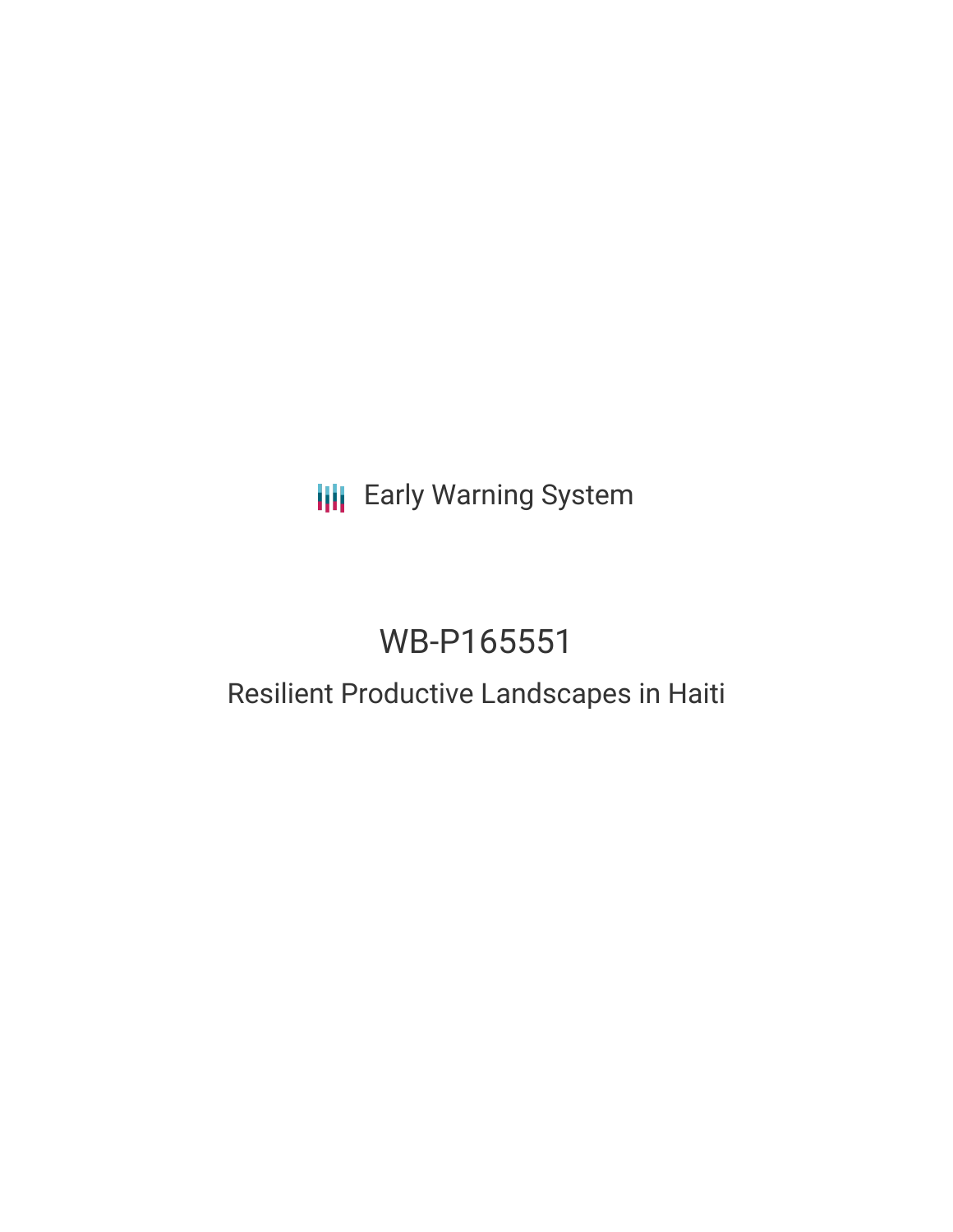Early Warning System

# WB-P165551

## Resilient Productive Landscapes in Haiti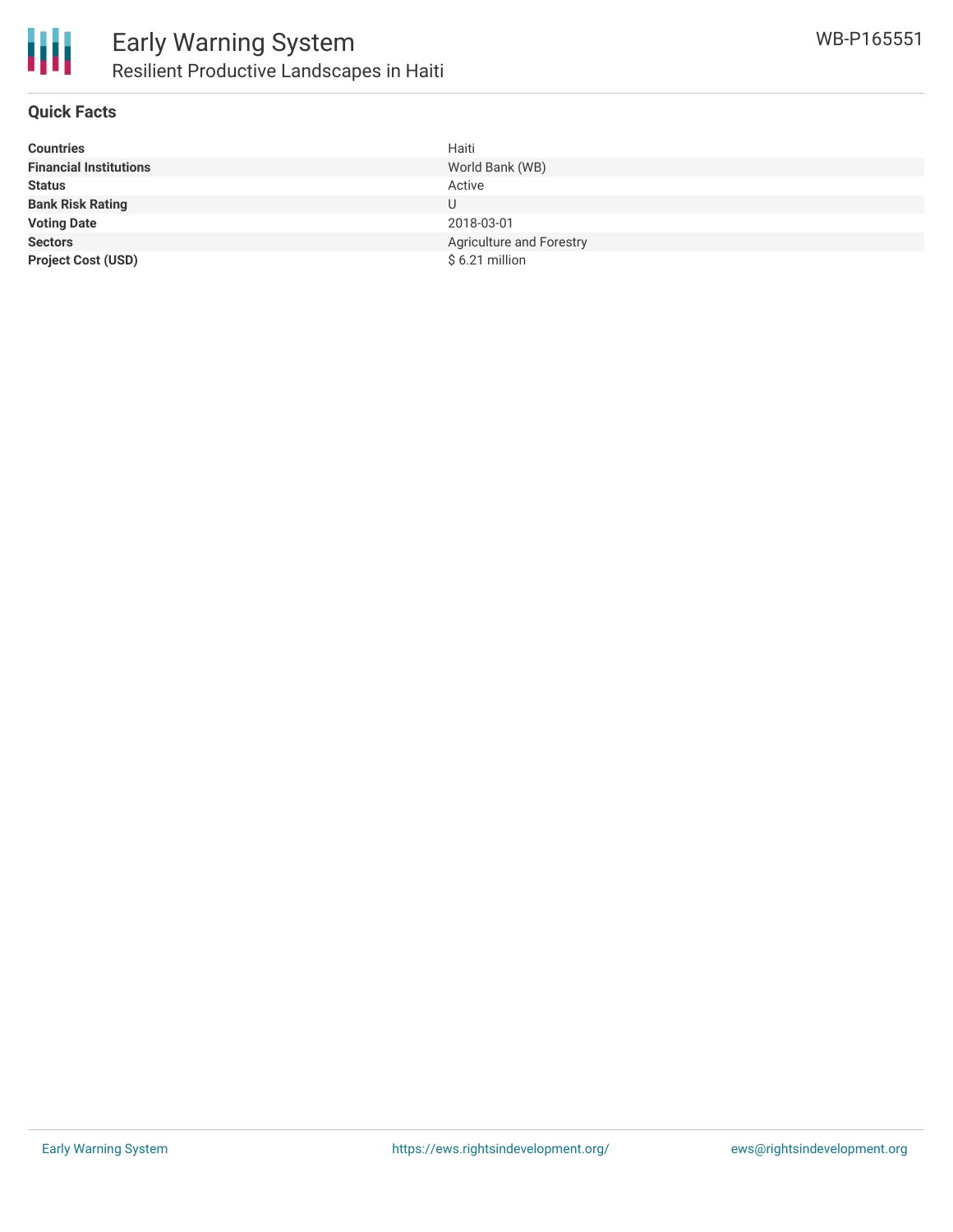## Quick Facts

| | |
|---|---|
| **Countries** | Haiti |
| **Financial Institutions** | World Bank (WB) |
| **Status** | Active |
| **Bank Risk Rating** | U |
| **Voting Date** | 2018-03-01 |
| **Sectors** | Agriculture and Forestry |
| **Project Cost (USD)** | $ 6.21 million |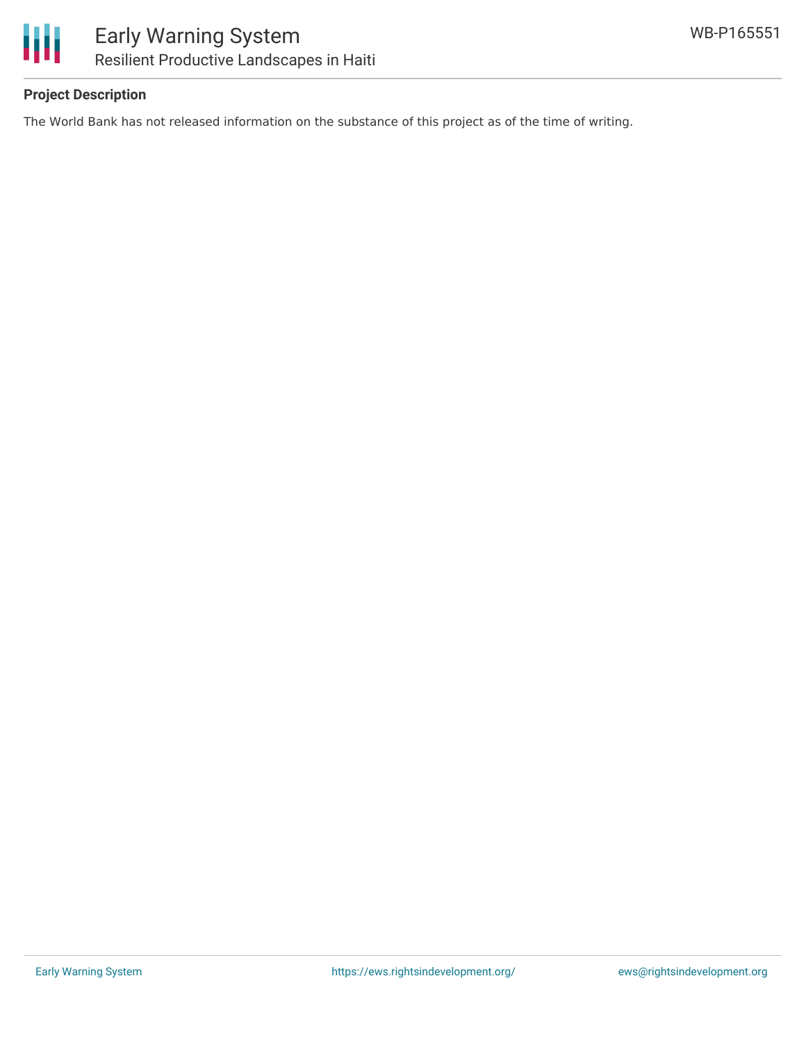**Project Description**

The World Bank has not released information on the substance of this project as of the time of writing.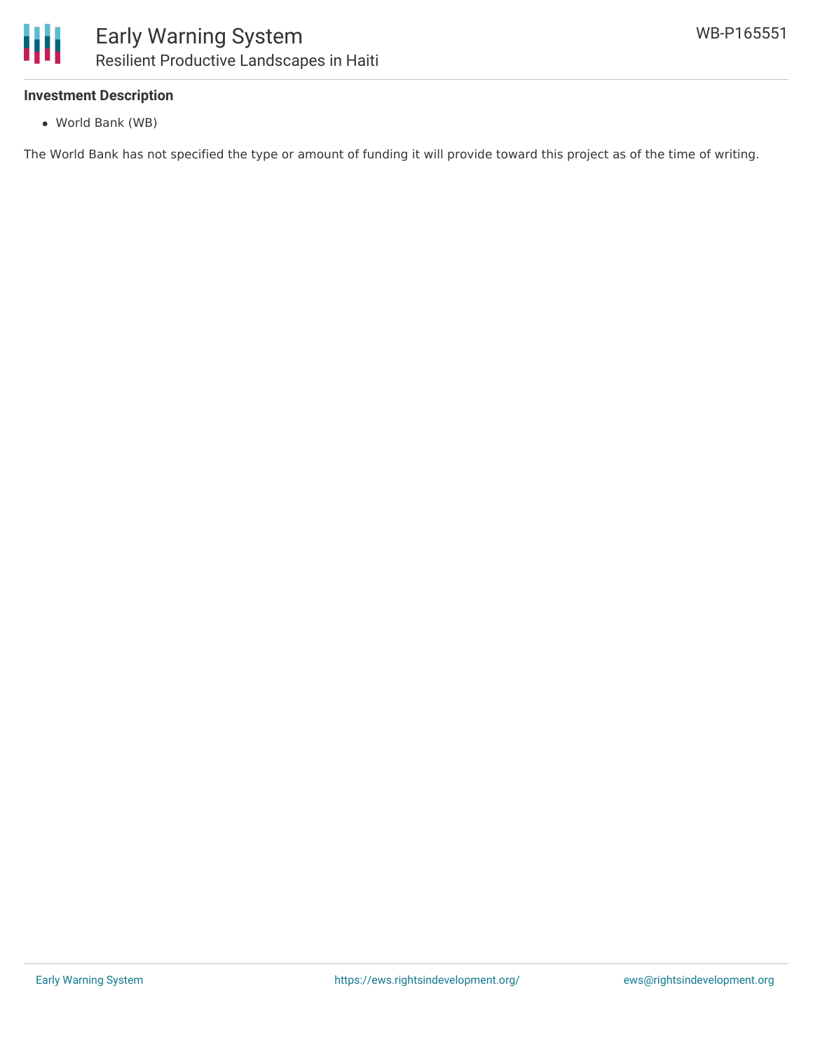### Investment Description

- World Bank (WB)

The World Bank has not specified the type or amount of funding it will provide toward this project as of the time of writing.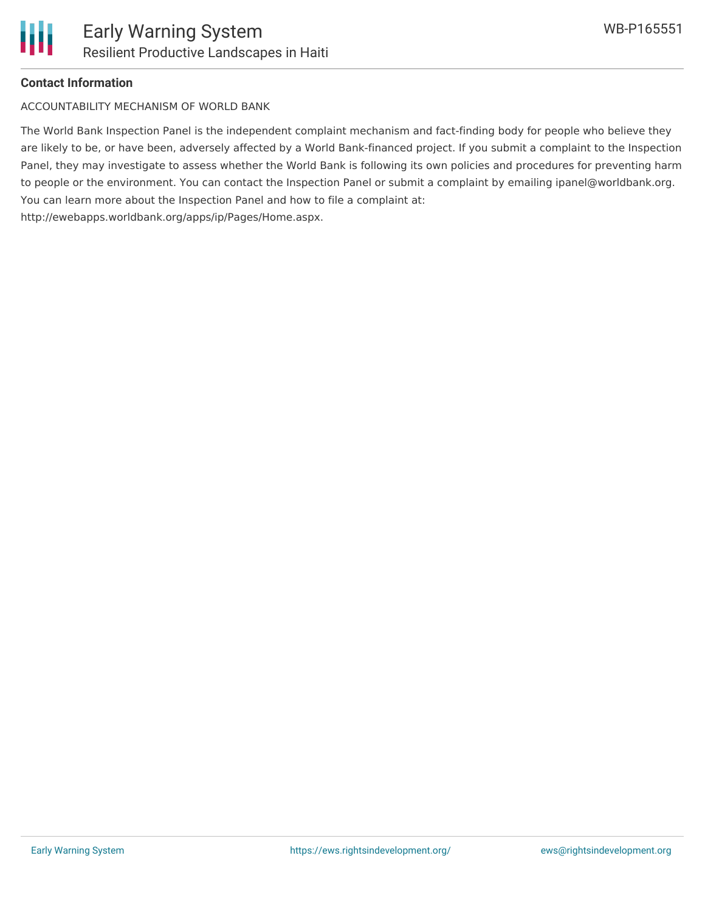**Contact Information**

ACCOUNTABILITY MECHANISM OF WORLD BANK

The World Bank Inspection Panel is the independent complaint mechanism and fact-finding body for people who believe they are likely to be, or have been, adversely affected by a World Bank-financed project. If you submit a complaint to the Inspection Panel, they may investigate to assess whether the World Bank is following its own policies and procedures for preventing harm to people or the environment. You can contact the Inspection Panel or submit a complaint by emailing ipanel@worldbank.org. You can learn more about the Inspection Panel and how to file a complaint at: http://ewebapps.worldbank.org/apps/ip/Pages/Home.aspx.